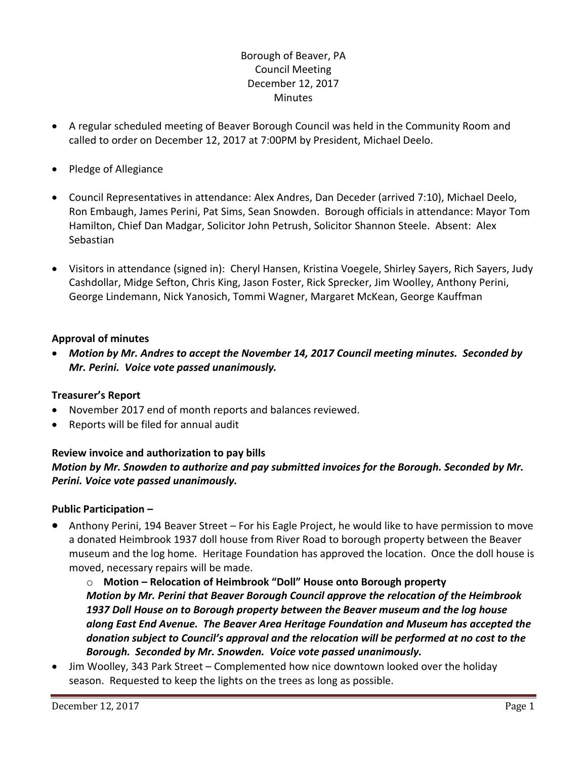Borough of Beaver, PA
Council Meeting
December 12, 2017
Minutes

- A regular scheduled meeting of Beaver Borough Council was held in the Community Room and called to order on December 12, 2017 at 7:00PM by President, Michael Deelo.
- Pledge of Allegiance
- Council Representatives in attendance: Alex Andres, Dan Deceder (arrived 7:10), Michael Deelo, Ron Embaugh, James Perini, Pat Sims, Sean Snowden. Borough officials in attendance: Mayor Tom Hamilton, Chief Dan Madgar, Solicitor John Petrush, Solicitor Shannon Steele. Absent: Alex Sebastian
- Visitors in attendance (signed in): Cheryl Hansen, Kristina Voegele, Shirley Sayers, Rich Sayers, Judy Cashdollar, Midge Sefton, Chris King, Jason Foster, Rick Sprecker, Jim Woolley, Anthony Perini, George Lindemann, Nick Yanosich, Tommi Wagner, Margaret McKean, George Kauffman

**Approval of minutes**

- ***Motion by Mr. Andres to accept the November 14, 2017 Council meeting minutes. Seconded by Mr. Perini. Voice vote passed unanimously.***

**Treasurer's Report**

- November 2017 end of month reports and balances reviewed.
- Reports will be filed for annual audit

**Review invoice and authorization to pay bills**

***Motion by Mr. Snowden to authorize and pay submitted invoices for the Borough. Seconded by Mr. Perini. Voice vote passed unanimously.***

**Public Participation –**

- Anthony Perini, 194 Beaver Street – For his Eagle Project, he would like to have permission to move a donated Heimbrook 1937 doll house from River Road to borough property between the Beaver museum and the log home. Heritage Foundation has approved the location. Once the doll house is moved, necessary repairs will be made.
  - **Motion – Relocation of Heimbrook "Doll" House onto Borough property**
    ***Motion by Mr. Perini that Beaver Borough Council approve the relocation of the Heimbrook 1937 Doll House on to Borough property between the Beaver museum and the log house along East End Avenue. The Beaver Area Heritage Foundation and Museum has accepted the donation subject to Council's approval and the relocation will be performed at no cost to the Borough. Seconded by Mr. Snowden. Voice vote passed unanimously.***
- Jim Woolley, 343 Park Street – Complemented how nice downtown looked over the holiday season. Requested to keep the lights on the trees as long as possible.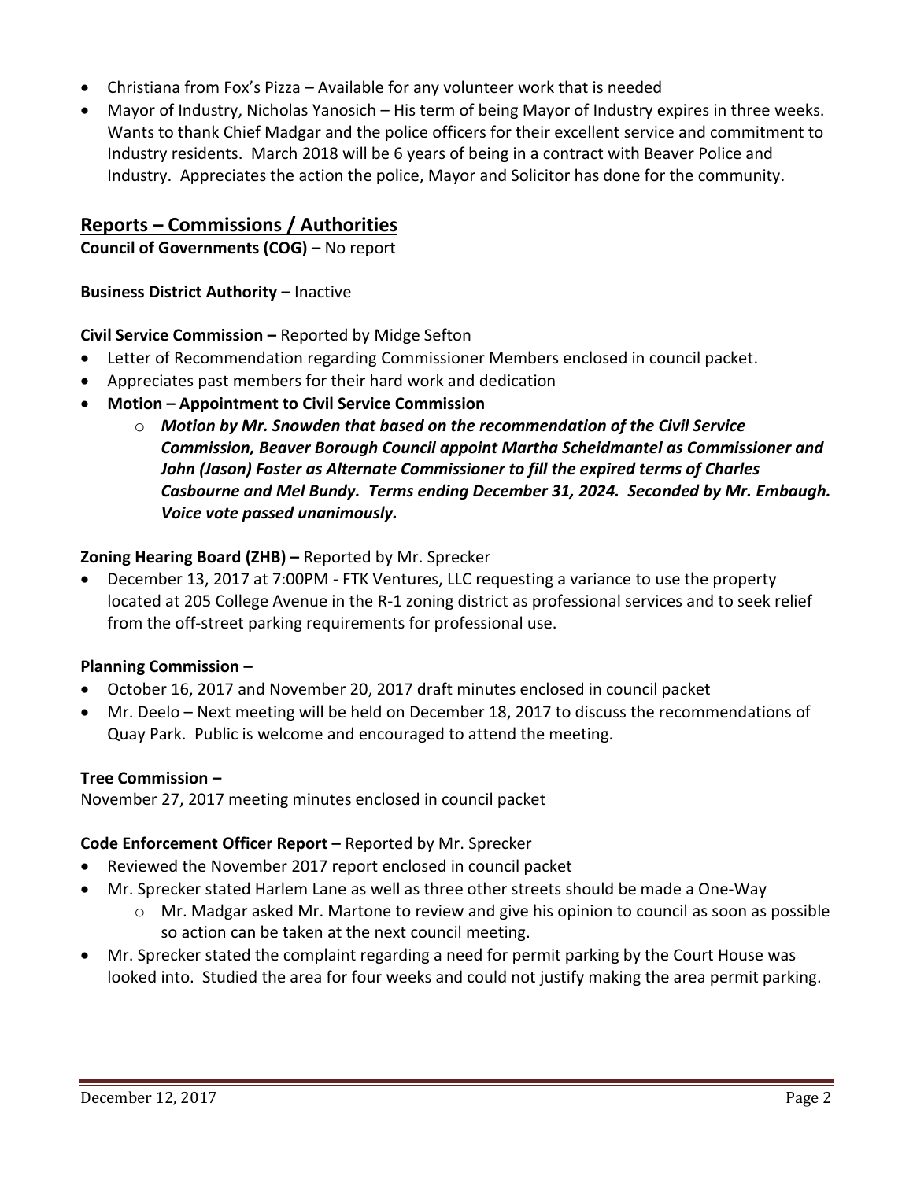- Christiana from Fox's Pizza – Available for any volunteer work that is needed
- Mayor of Industry, Nicholas Yanosich – His term of being Mayor of Industry expires in three weeks. Wants to thank Chief Madgar and the police officers for their excellent service and commitment to Industry residents. March 2018 will be 6 years of being in a contract with Beaver Police and Industry. Appreciates the action the police, Mayor and Solicitor has done for the community.

## Reports – Commissions / Authorities

**Council of Governments (COG) –** No report

**Business District Authority –** Inactive

**Civil Service Commission –** Reported by Midge Sefton

- Letter of Recommendation regarding Commissioner Members enclosed in council packet.
- Appreciates past members for their hard work and dedication
- **Motion – Appointment to Civil Service Commission**
    - ***Motion by Mr. Snowden that based on the recommendation of the Civil Service Commission, Beaver Borough Council appoint Martha Scheidmantel as Commissioner and John (Jason) Foster as Alternate Commissioner to fill the expired terms of Charles Casbourne and Mel Bundy. Terms ending December 31, 2024. Seconded by Mr. Embaugh. Voice vote passed unanimously.***

**Zoning Hearing Board (ZHB) –** Reported by Mr. Sprecker

- December 13, 2017 at 7:00PM - FTK Ventures, LLC requesting a variance to use the property located at 205 College Avenue in the R-1 zoning district as professional services and to seek relief from the off-street parking requirements for professional use.

**Planning Commission –**

- October 16, 2017 and November 20, 2017 draft minutes enclosed in council packet
- Mr. Deelo – Next meeting will be held on December 18, 2017 to discuss the recommendations of Quay Park. Public is welcome and encouraged to attend the meeting.

**Tree Commission –**

November 27, 2017 meeting minutes enclosed in council packet

**Code Enforcement Officer Report –** Reported by Mr. Sprecker

- Reviewed the November 2017 report enclosed in council packet
- Mr. Sprecker stated Harlem Lane as well as three other streets should be made a One-Way
    - Mr. Madgar asked Mr. Martone to review and give his opinion to council as soon as possible so action can be taken at the next council meeting.
- Mr. Sprecker stated the complaint regarding a need for permit parking by the Court House was looked into. Studied the area for four weeks and could not justify making the area permit parking.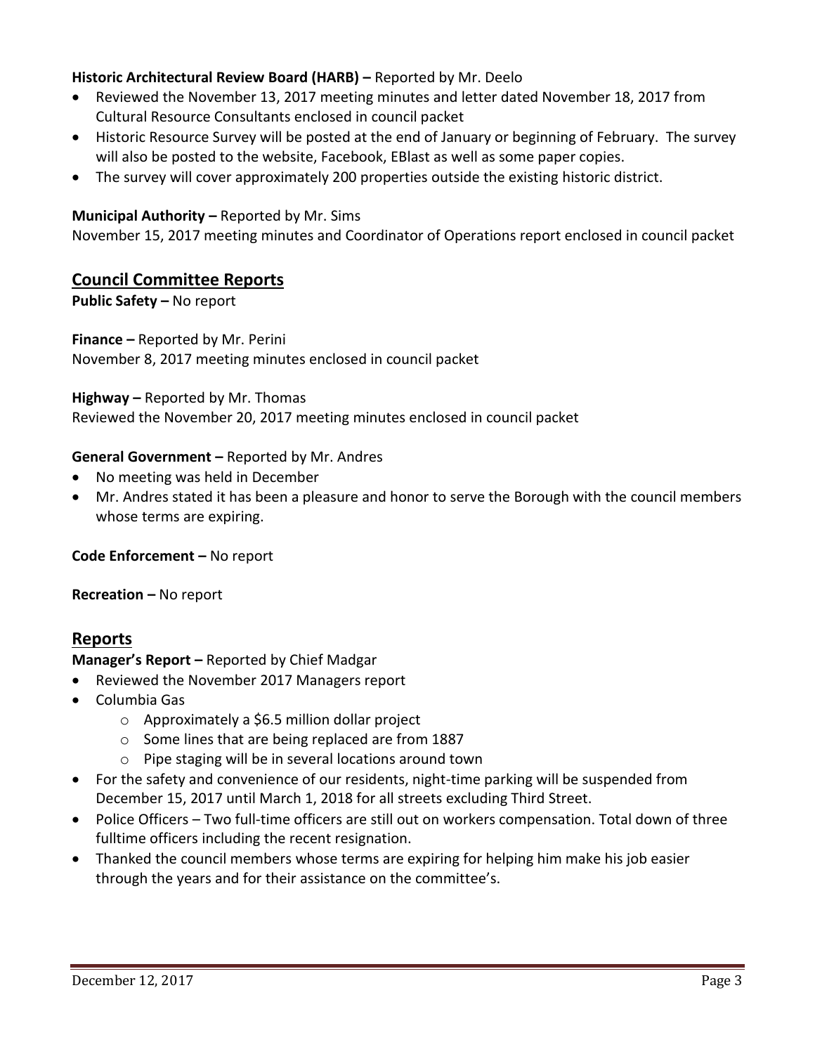**Historic Architectural Review Board (HARB) –** Reported by Mr. Deelo

- Reviewed the November 13, 2017 meeting minutes and letter dated November 18, 2017 from Cultural Resource Consultants enclosed in council packet
- Historic Resource Survey will be posted at the end of January or beginning of February. The survey will also be posted to the website, Facebook, EBlast as well as some paper copies.
- The survey will cover approximately 200 properties outside the existing historic district.

**Municipal Authority –** Reported by Mr. Sims

November 15, 2017 meeting minutes and Coordinator of Operations report enclosed in council packet

## Council Committee Reports

**Public Safety –** No report

**Finance –** Reported by Mr. Perini

November 8, 2017 meeting minutes enclosed in council packet

**Highway –** Reported by Mr. Thomas

Reviewed the November 20, 2017 meeting minutes enclosed in council packet

**General Government –** Reported by Mr. Andres

- No meeting was held in December
- Mr. Andres stated it has been a pleasure and honor to serve the Borough with the council members whose terms are expiring.

**Code Enforcement –** No report

**Recreation –** No report

## Reports

**Manager's Report –** Reported by Chief Madgar

- Reviewed the November 2017 Managers report
- Columbia Gas
  - Approximately a $6.5 million dollar project
  - Some lines that are being replaced are from 1887
  - Pipe staging will be in several locations around town
- For the safety and convenience of our residents, night-time parking will be suspended from December 15, 2017 until March 1, 2018 for all streets excluding Third Street.
- Police Officers – Two full-time officers are still out on workers compensation. Total down of three fulltime officers including the recent resignation.
- Thanked the council members whose terms are expiring for helping him make his job easier through the years and for their assistance on the committee's.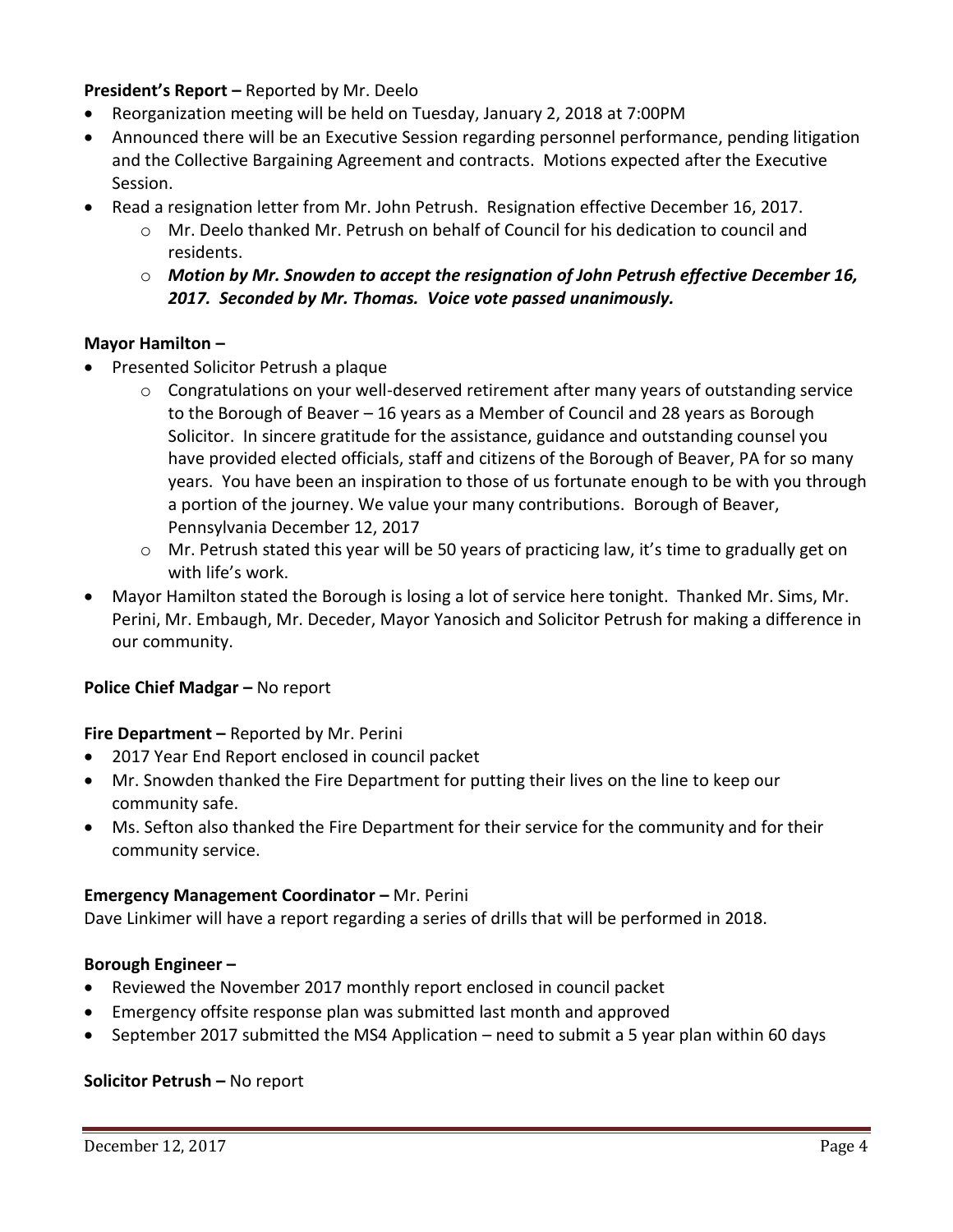**President's Report –** Reported by Mr. Deelo

- Reorganization meeting will be held on Tuesday, January 2, 2018 at 7:00PM
- Announced there will be an Executive Session regarding personnel performance, pending litigation and the Collective Bargaining Agreement and contracts. Motions expected after the Executive Session.
- Read a resignation letter from Mr. John Petrush. Resignation effective December 16, 2017.
  - Mr. Deelo thanked Mr. Petrush on behalf of Council for his dedication to council and residents.
  - ***Motion by Mr. Snowden to accept the resignation of John Petrush effective December 16, 2017. Seconded by Mr. Thomas. Voice vote passed unanimously.***

**Mayor Hamilton –**

- Presented Solicitor Petrush a plaque
  - Congratulations on your well-deserved retirement after many years of outstanding service to the Borough of Beaver – 16 years as a Member of Council and 28 years as Borough Solicitor. In sincere gratitude for the assistance, guidance and outstanding counsel you have provided elected officials, staff and citizens of the Borough of Beaver, PA for so many years. You have been an inspiration to those of us fortunate enough to be with you through a portion of the journey. We value your many contributions. Borough of Beaver, Pennsylvania December 12, 2017
  - Mr. Petrush stated this year will be 50 years of practicing law, it's time to gradually get on with life's work.
- Mayor Hamilton stated the Borough is losing a lot of service here tonight. Thanked Mr. Sims, Mr. Perini, Mr. Embaugh, Mr. Deceder, Mayor Yanosich and Solicitor Petrush for making a difference in our community.

**Police Chief Madgar –** No report

**Fire Department –** Reported by Mr. Perini

- 2017 Year End Report enclosed in council packet
- Mr. Snowden thanked the Fire Department for putting their lives on the line to keep our community safe.
- Ms. Sefton also thanked the Fire Department for their service for the community and for their community service.

**Emergency Management Coordinator –** Mr. Perini

Dave Linkimer will have a report regarding a series of drills that will be performed in 2018.

**Borough Engineer –**

- Reviewed the November 2017 monthly report enclosed in council packet
- Emergency offsite response plan was submitted last month and approved
- September 2017 submitted the MS4 Application – need to submit a 5 year plan within 60 days

**Solicitor Petrush –** No report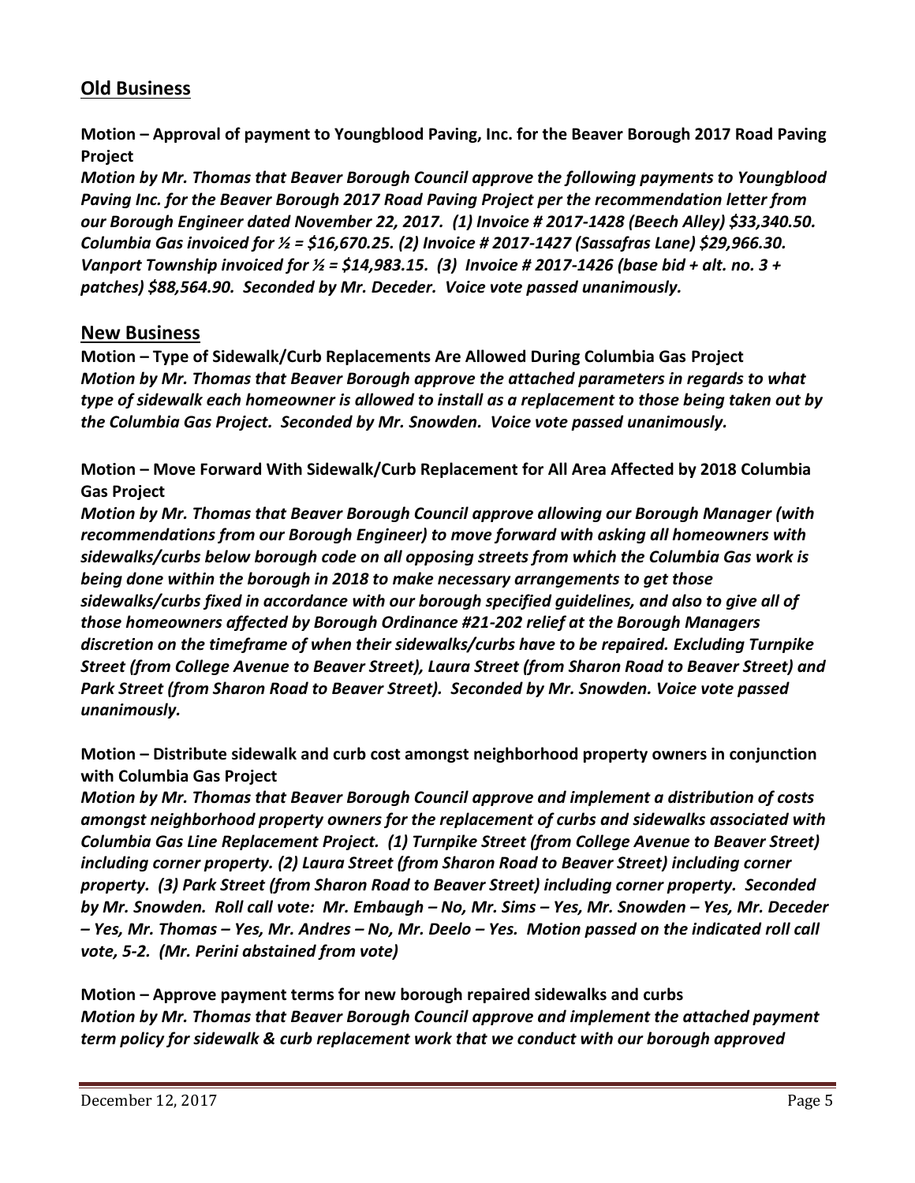## Old Business

**Motion – Approval of payment to Youngblood Paving, Inc. for the Beaver Borough 2017 Road Paving Project**

***Motion by Mr. Thomas that Beaver Borough Council approve the following payments to Youngblood Paving Inc. for the Beaver Borough 2017 Road Paving Project per the recommendation letter from our Borough Engineer dated November 22, 2017. (1) Invoice # 2017-1428 (Beech Alley) $33,340.50. Columbia Gas invoiced for ½ = $16,670.25. (2) Invoice # 2017-1427 (Sassafras Lane) $29,966.30. Vanport Township invoiced for ½ = $14,983.15. (3) Invoice # 2017-1426 (base bid + alt. no. 3 + patches) $88,564.90. Seconded by Mr. Deceder. Voice vote passed unanimously.***

## New Business

**Motion – Type of Sidewalk/Curb Replacements Are Allowed During Columbia Gas Project**

***Motion by Mr. Thomas that Beaver Borough approve the attached parameters in regards to what type of sidewalk each homeowner is allowed to install as a replacement to those being taken out by the Columbia Gas Project. Seconded by Mr. Snowden. Voice vote passed unanimously.***

**Motion – Move Forward With Sidewalk/Curb Replacement for All Area Affected by 2018 Columbia Gas Project**

***Motion by Mr. Thomas that Beaver Borough Council approve allowing our Borough Manager (with recommendations from our Borough Engineer) to move forward with asking all homeowners with sidewalks/curbs below borough code on all opposing streets from which the Columbia Gas work is being done within the borough in 2018 to make necessary arrangements to get those sidewalks/curbs fixed in accordance with our borough specified guidelines, and also to give all of those homeowners affected by Borough Ordinance #21-202 relief at the Borough Managers discretion on the timeframe of when their sidewalks/curbs have to be repaired. Excluding Turnpike Street (from College Avenue to Beaver Street), Laura Street (from Sharon Road to Beaver Street) and Park Street (from Sharon Road to Beaver Street). Seconded by Mr. Snowden. Voice vote passed unanimously.***

**Motion – Distribute sidewalk and curb cost amongst neighborhood property owners in conjunction with Columbia Gas Project**

***Motion by Mr. Thomas that Beaver Borough Council approve and implement a distribution of costs amongst neighborhood property owners for the replacement of curbs and sidewalks associated with Columbia Gas Line Replacement Project. (1) Turnpike Street (from College Avenue to Beaver Street) including corner property. (2) Laura Street (from Sharon Road to Beaver Street) including corner property. (3) Park Street (from Sharon Road to Beaver Street) including corner property. Seconded by Mr. Snowden. Roll call vote: Mr. Embaugh – No, Mr. Sims – Yes, Mr. Snowden – Yes, Mr. Deceder – Yes, Mr. Thomas – Yes, Mr. Andres – No, Mr. Deelo – Yes. Motion passed on the indicated roll call vote, 5-2. (Mr. Perini abstained from vote)***

**Motion – Approve payment terms for new borough repaired sidewalks and curbs**

***Motion by Mr. Thomas that Beaver Borough Council approve and implement the attached payment term policy for sidewalk & curb replacement work that we conduct with our borough approved***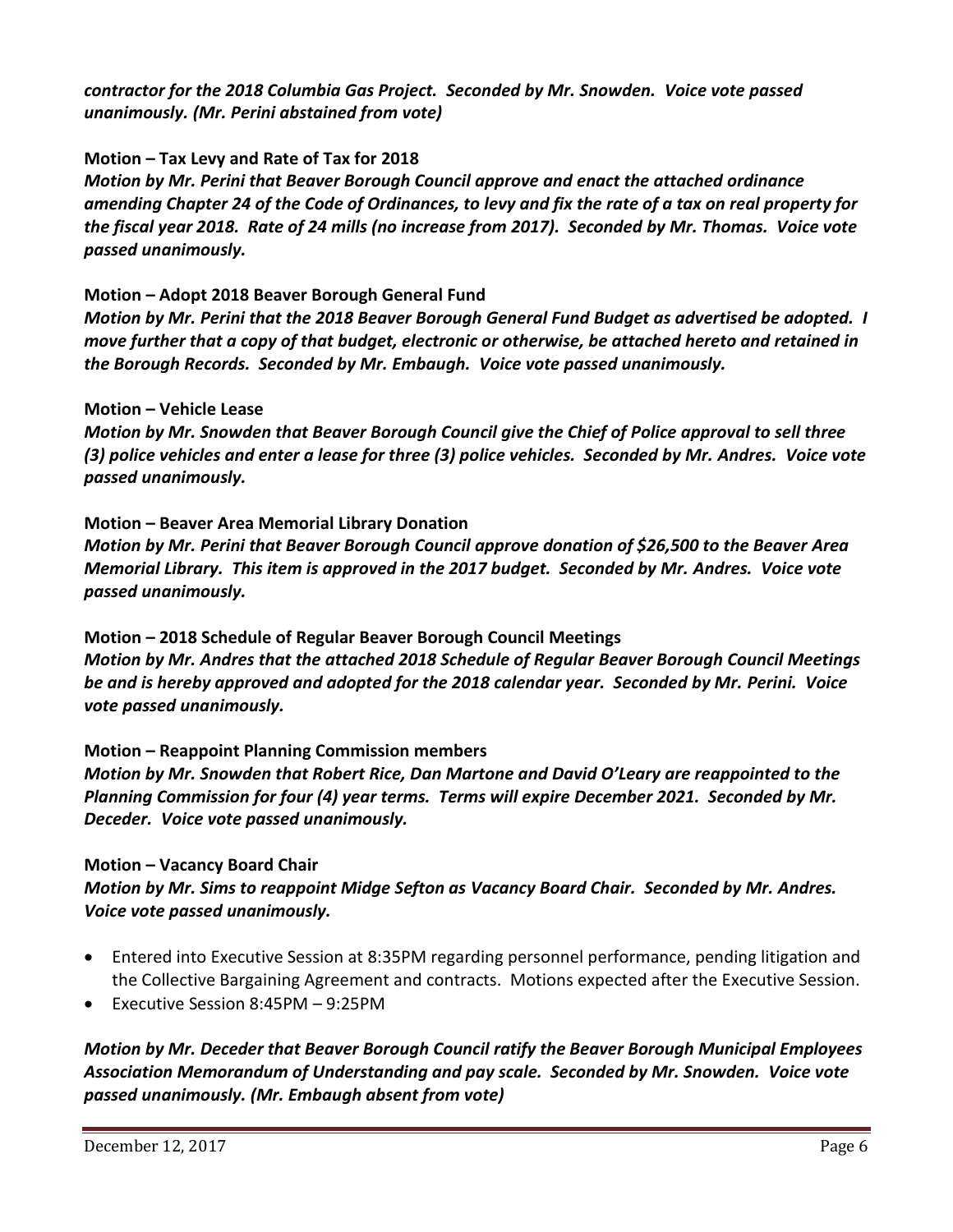***contractor for the 2018 Columbia Gas Project. Seconded by Mr. Snowden. Voice vote passed unanimously. (Mr. Perini abstained from vote)***

**Motion – Tax Levy and Rate of Tax for 2018**

***Motion by Mr. Perini that Beaver Borough Council approve and enact the attached ordinance amending Chapter 24 of the Code of Ordinances, to levy and fix the rate of a tax on real property for the fiscal year 2018. Rate of 24 mills (no increase from 2017). Seconded by Mr. Thomas. Voice vote passed unanimously.***

**Motion – Adopt 2018 Beaver Borough General Fund**

***Motion by Mr. Perini that the 2018 Beaver Borough General Fund Budget as advertised be adopted. I move further that a copy of that budget, electronic or otherwise, be attached hereto and retained in the Borough Records. Seconded by Mr. Embaugh. Voice vote passed unanimously.***

**Motion – Vehicle Lease**

***Motion by Mr. Snowden that Beaver Borough Council give the Chief of Police approval to sell three (3) police vehicles and enter a lease for three (3) police vehicles. Seconded by Mr. Andres. Voice vote passed unanimously.***

**Motion – Beaver Area Memorial Library Donation**

***Motion by Mr. Perini that Beaver Borough Council approve donation of $26,500 to the Beaver Area Memorial Library. This item is approved in the 2017 budget. Seconded by Mr. Andres. Voice vote passed unanimously.***

**Motion – 2018 Schedule of Regular Beaver Borough Council Meetings**

***Motion by Mr. Andres that the attached 2018 Schedule of Regular Beaver Borough Council Meetings be and is hereby approved and adopted for the 2018 calendar year. Seconded by Mr. Perini. Voice vote passed unanimously.***

**Motion – Reappoint Planning Commission members**

***Motion by Mr. Snowden that Robert Rice, Dan Martone and David O'Leary are reappointed to the Planning Commission for four (4) year terms. Terms will expire December 2021. Seconded by Mr. Deceder. Voice vote passed unanimously.***

**Motion – Vacancy Board Chair**

***Motion by Mr. Sims to reappoint Midge Sefton as Vacancy Board Chair. Seconded by Mr. Andres. Voice vote passed unanimously.***

- Entered into Executive Session at 8:35PM regarding personnel performance, pending litigation and the Collective Bargaining Agreement and contracts. Motions expected after the Executive Session.
- Executive Session 8:45PM – 9:25PM

***Motion by Mr. Deceder that Beaver Borough Council ratify the Beaver Borough Municipal Employees Association Memorandum of Understanding and pay scale. Seconded by Mr. Snowden. Voice vote passed unanimously. (Mr. Embaugh absent from vote)***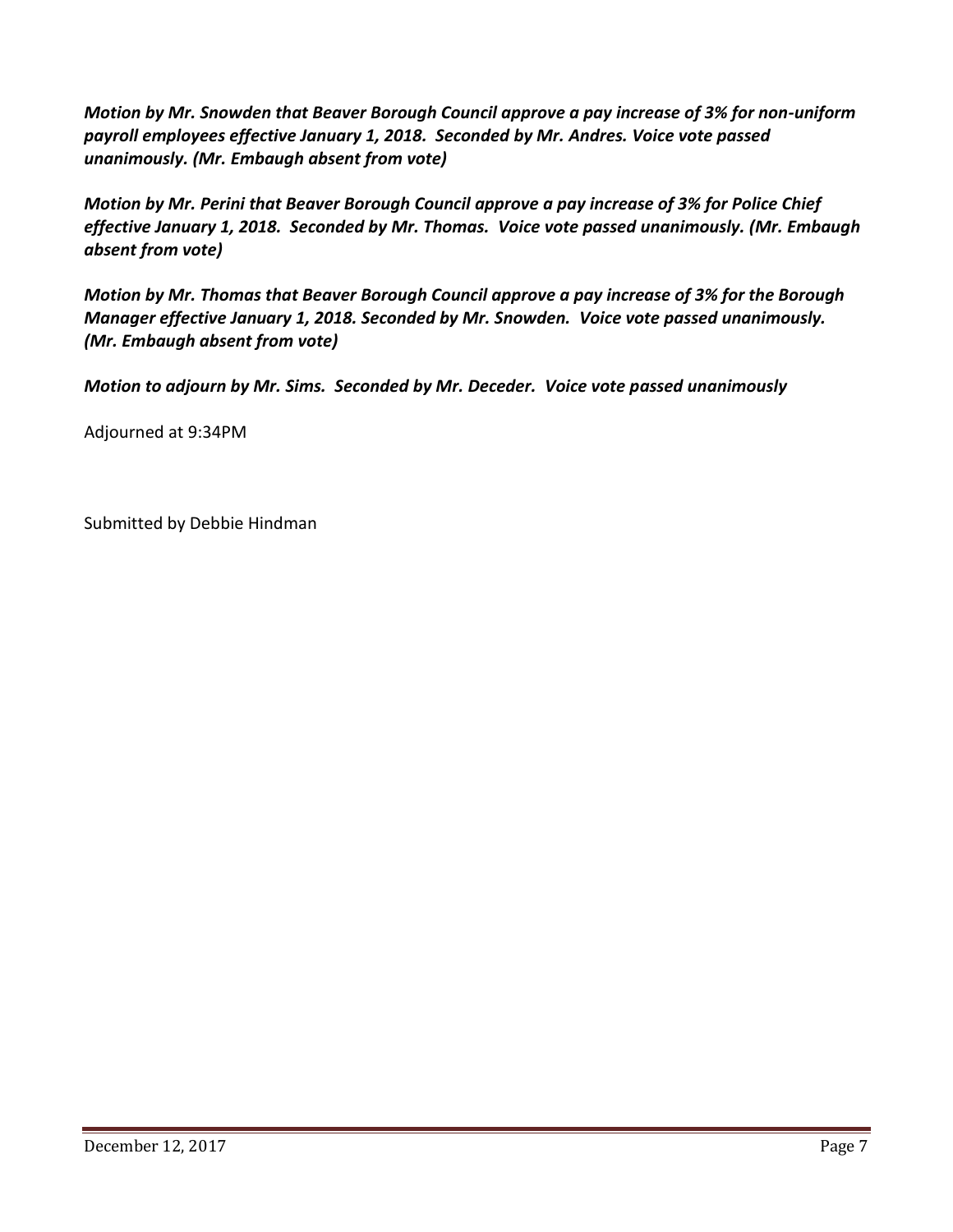***Motion by Mr. Snowden that Beaver Borough Council approve a pay increase of 3% for non-uniform payroll employees effective January 1, 2018. Seconded by Mr. Andres. Voice vote passed unanimously. (Mr. Embaugh absent from vote)***

***Motion by Mr. Perini that Beaver Borough Council approve a pay increase of 3% for Police Chief effective January 1, 2018. Seconded by Mr. Thomas. Voice vote passed unanimously. (Mr. Embaugh absent from vote)***

***Motion by Mr. Thomas that Beaver Borough Council approve a pay increase of 3% for the Borough Manager effective January 1, 2018. Seconded by Mr. Snowden. Voice vote passed unanimously. (Mr. Embaugh absent from vote)***

***Motion to adjourn by Mr. Sims. Seconded by Mr. Deceder. Voice vote passed unanimously***

Adjourned at 9:34PM

Submitted by Debbie Hindman